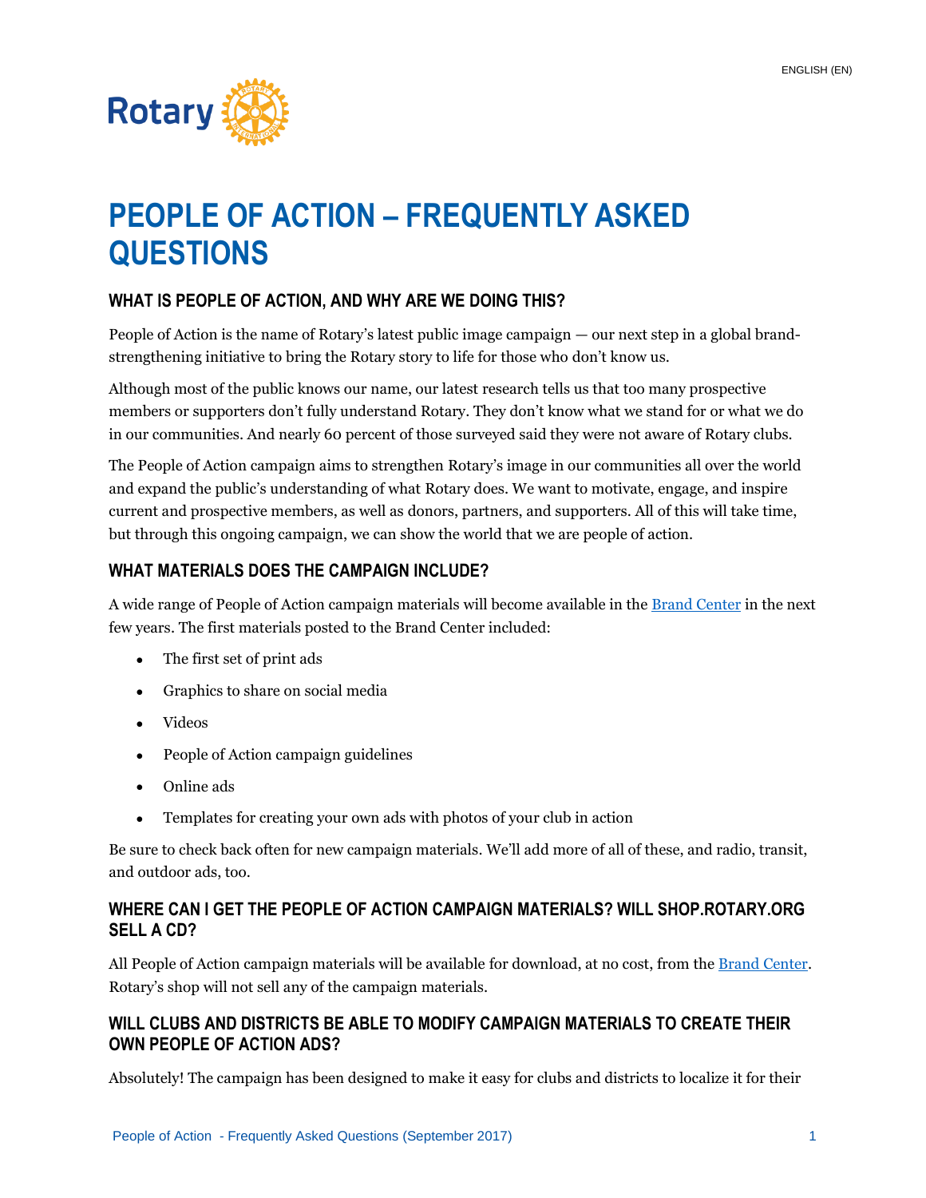# PEOPLE OF ACTION – FREQUENTLY ASKED QUESTIONS

## WHAT IS PEOPLE OF ACTION, AND WHY ARE WE DOING THIS?

People of Action is the name of Rotary's latest public image campaign — our next step in a global brand-strengthening initiative to bring the Rotary story to life for those who don't know us.

Although most of the public knows our name, our latest research tells us that too many prospective members or supporters don't fully understand Rotary. They don't know what we stand for or what we do in our communities. And nearly 60 percent of those surveyed said they were not aware of Rotary clubs.

The People of Action campaign aims to strengthen Rotary's image in our communities all over the world and expand the public's understanding of what Rotary does. We want to motivate, engage, and inspire current and prospective members, as well as donors, partners, and supporters. All of this will take time, but through this ongoing campaign, we can show the world that we are people of action.

## WHAT MATERIALS DOES THE CAMPAIGN INCLUDE?

A wide range of People of Action campaign materials will become available in the [Brand Center] in the next few years. The first materials posted to the Brand Center included:

- The first set of print ads
- Graphics to share on social media
- Videos
- People of Action campaign guidelines
- Online ads
- Templates for creating your own ads with photos of your club in action

Be sure to check back often for new campaign materials. We'll add more of all of these, and radio, transit, and outdoor ads, too.

## WHERE CAN I GET THE PEOPLE OF ACTION CAMPAIGN MATERIALS? WILL SHOP.ROTARY.ORG SELL A CD?

All People of Action campaign materials will be available for download, at no cost, from the [Brand Center]. Rotary's shop will not sell any of the campaign materials.

## WILL CLUBS AND DISTRICTS BE ABLE TO MODIFY CAMPAIGN MATERIALS TO CREATE THEIR OWN PEOPLE OF ACTION ADS?

Absolutely! The campaign has been designed to make it easy for clubs and districts to localize it for their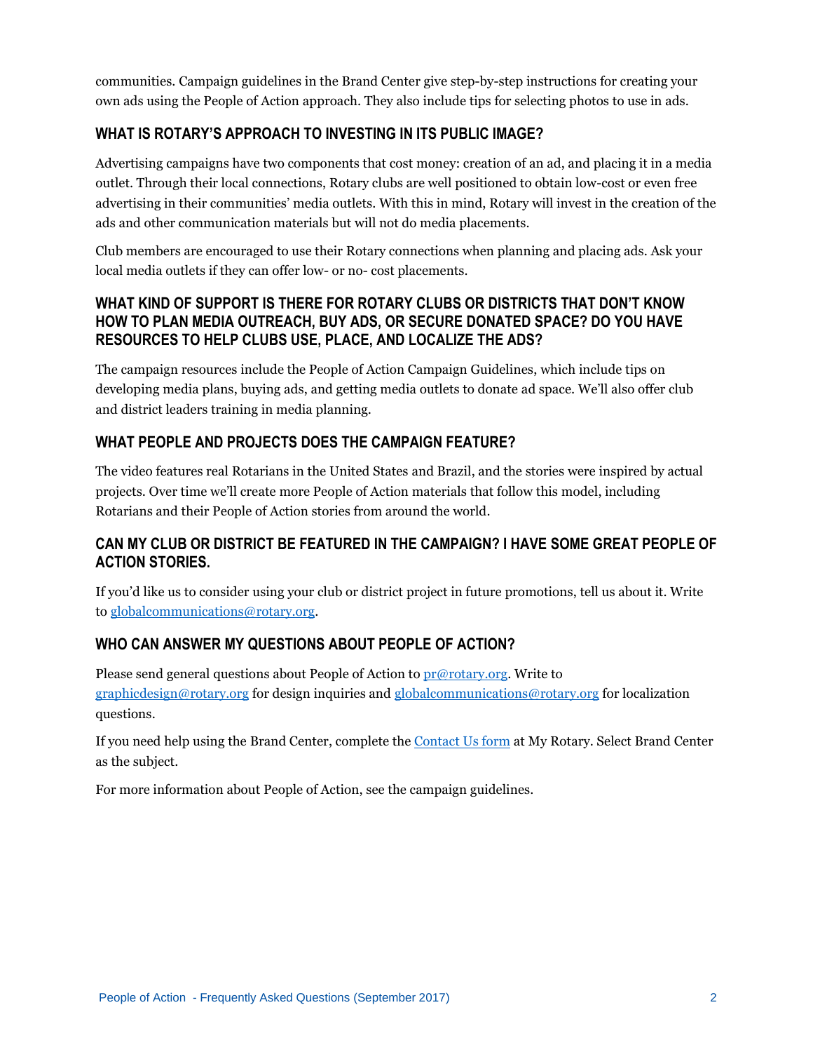communities. Campaign guidelines in the Brand Center give step-by-step instructions for creating your own ads using the People of Action approach. They also include tips for selecting photos to use in ads.

### WHAT IS ROTARY'S APPROACH TO INVESTING IN ITS PUBLIC IMAGE?

Advertising campaigns have two components that cost money: creation of an ad, and placing it in a media outlet. Through their local connections, Rotary clubs are well positioned to obtain low-cost or even free advertising in their communities' media outlets. With this in mind, Rotary will invest in the creation of the ads and other communication materials but will not do media placements.

Club members are encouraged to use their Rotary connections when planning and placing ads. Ask your local media outlets if they can offer low- or no- cost placements.

### WHAT KIND OF SUPPORT IS THERE FOR ROTARY CLUBS OR DISTRICTS THAT DON'T KNOW HOW TO PLAN MEDIA OUTREACH, BUY ADS, OR SECURE DONATED SPACE? DO YOU HAVE RESOURCES TO HELP CLUBS USE, PLACE, AND LOCALIZE THE ADS?

The campaign resources include the People of Action Campaign Guidelines, which include tips on developing media plans, buying ads, and getting media outlets to donate ad space. We'll also offer club and district leaders training in media planning.

### WHAT PEOPLE AND PROJECTS DOES THE CAMPAIGN FEATURE?

The video features real Rotarians in the United States and Brazil, and the stories were inspired by actual projects. Over time we'll create more People of Action materials that follow this model, including Rotarians and their People of Action stories from around the world.

### CAN MY CLUB OR DISTRICT BE FEATURED IN THE CAMPAIGN? I HAVE SOME GREAT PEOPLE OF ACTION STORIES.

If you'd like us to consider using your club or district project in future promotions, tell us about it. Write to [globalcommunications@rotary.org](mailto:globalcommunications@rotary.org).

### WHO CAN ANSWER MY QUESTIONS ABOUT PEOPLE OF ACTION?

Please send general questions about People of Action to [pr@rotary.org](mailto:pr@rotary.org). Write to [graphicdesign@rotary.org](mailto:graphicdesign@rotary.org) for design inquiries and [globalcommunications@rotary.org](mailto:globalcommunications@rotary.org) for localization questions.

If you need help using the Brand Center, complete the Contact Us form at My Rotary. Select Brand Center as the subject.

For more information about People of Action, see the campaign guidelines.